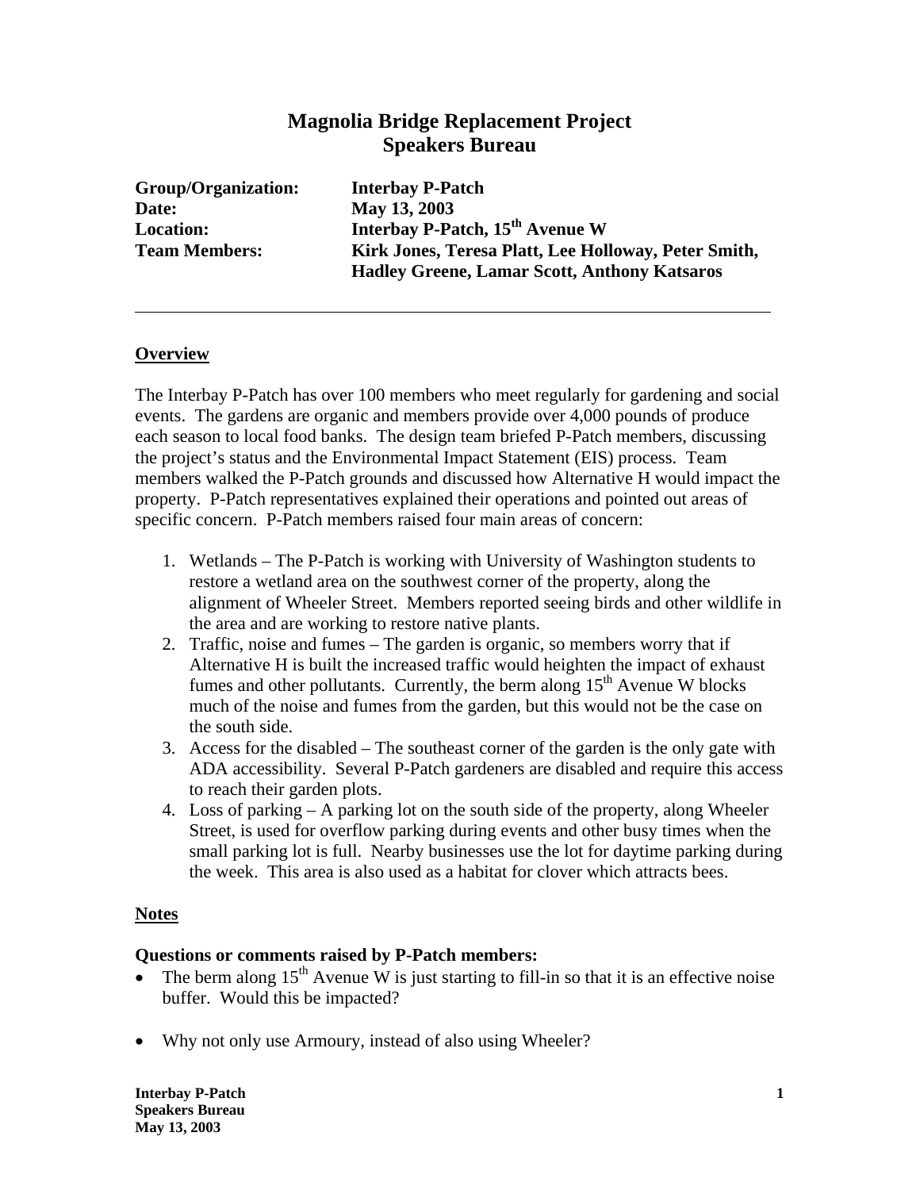# Magnolia Bridge Replacement Project
## Speakers Bureau

**Group/Organization:** **Interbay P-Patch**
**Date:** **May 13, 2003**
**Location:** **Interbay P-Patch, 15th Avenue W**
**Team Members:** **Kirk Jones, Teresa Platt, Lee Holloway, Peter Smith, Hadley Greene, Lamar Scott, Anthony Katsaros**

---

### Overview

The Interbay P-Patch has over 100 members who meet regularly for gardening and social events. The gardens are organic and members provide over 4,000 pounds of produce each season to local food banks. The design team briefed P-Patch members, discussing the project's status and the Environmental Impact Statement (EIS) process. Team members walked the P-Patch grounds and discussed how Alternative H would impact the property. P-Patch representatives explained their operations and pointed out areas of specific concern. P-Patch members raised four main areas of concern:

1. Wetlands – The P-Patch is working with University of Washington students to restore a wetland area on the southwest corner of the property, along the alignment of Wheeler Street. Members reported seeing birds and other wildlife in the area and are working to restore native plants.
2. Traffic, noise and fumes – The garden is organic, so members worry that if Alternative H is built the increased traffic would heighten the impact of exhaust fumes and other pollutants. Currently, the berm along 15th Avenue W blocks much of the noise and fumes from the garden, but this would not be the case on the south side.
3. Access for the disabled – The southeast corner of the garden is the only gate with ADA accessibility. Several P-Patch gardeners are disabled and require this access to reach their garden plots.
4. Loss of parking – A parking lot on the south side of the property, along Wheeler Street, is used for overflow parking during events and other busy times when the small parking lot is full. Nearby businesses use the lot for daytime parking during the week. This area is also used as a habitat for clover which attracts bees.

### Notes

**Questions or comments raised by P-Patch members:**

- The berm along 15th Avenue W is just starting to fill-in so that it is an effective noise buffer. Would this be impacted?
- Why not only use Armoury, instead of also using Wheeler?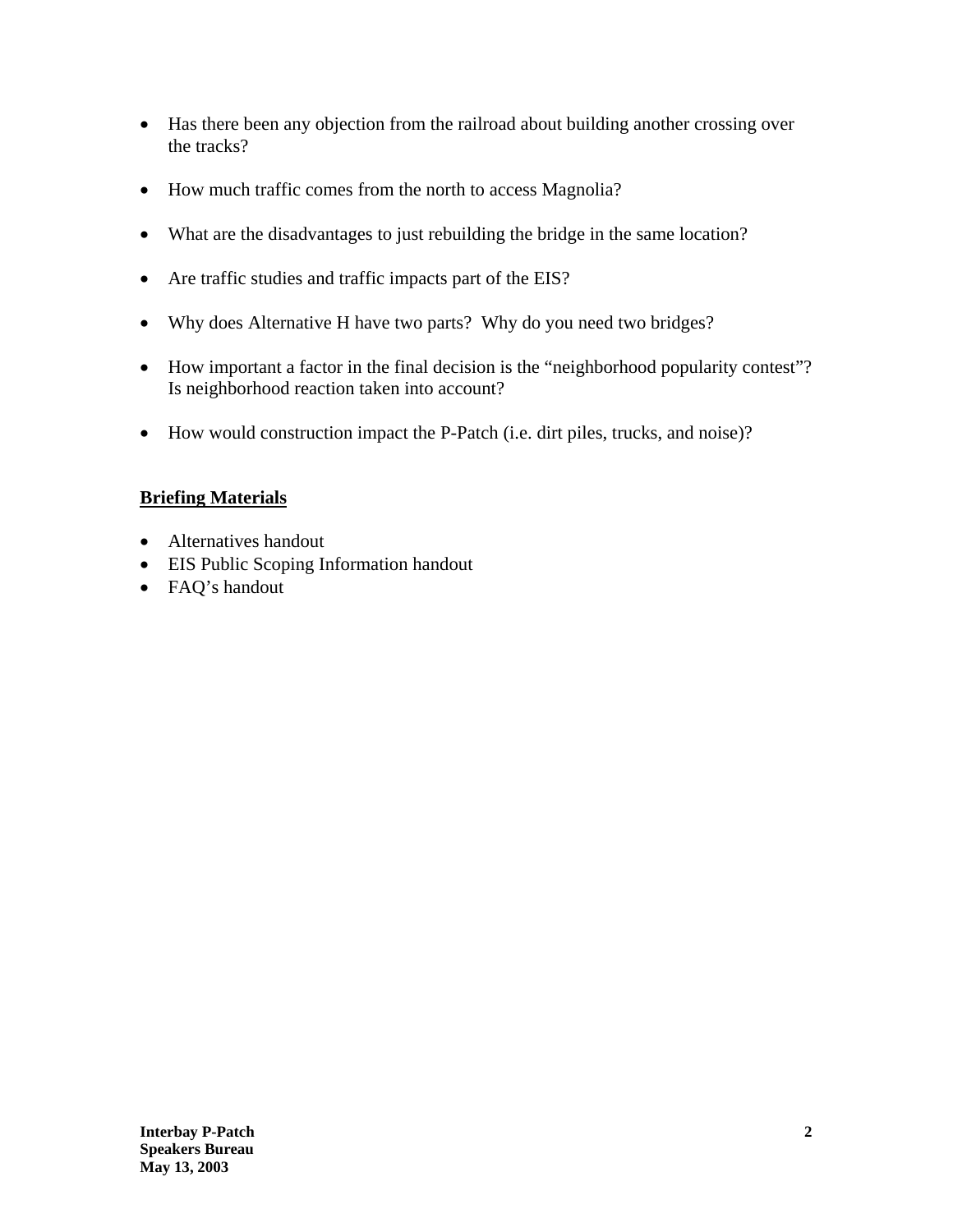- Has there been any objection from the railroad about building another crossing over the tracks?
- How much traffic comes from the north to access Magnolia?
- What are the disadvantages to just rebuilding the bridge in the same location?
- Are traffic studies and traffic impacts part of the EIS?
- Why does Alternative H have two parts? Why do you need two bridges?
- How important a factor in the final decision is the "neighborhood popularity contest"? Is neighborhood reaction taken into account?
- How would construction impact the P-Patch (i.e. dirt piles, trucks, and noise)?

**Briefing Materials**

- Alternatives handout
- EIS Public Scoping Information handout
- FAQ's handout